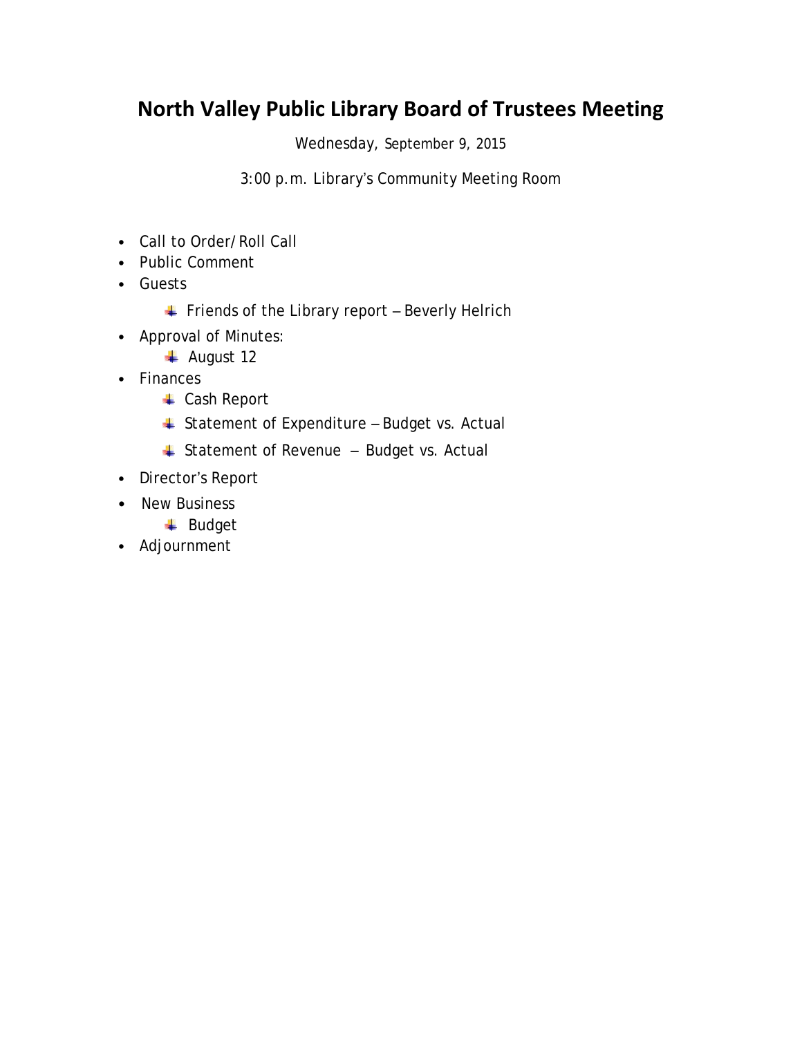# North Valley Public Library Board of Trustees Meeting

Wednesday, September 9, 2015

3:00 p.m. Library's Community Meeting Room

- Call to Order/Roll Call
- Public Comment
- Guests
  - Friends of the Library report – Beverly Helrich
- Approval of Minutes:
  - August 12
- Finances
  - Cash Report
  - Statement of Expenditure – Budget vs. Actual
  - Statement of Revenue – Budget vs. Actual
- Director's Report
- New Business
  - Budget
- Adjournment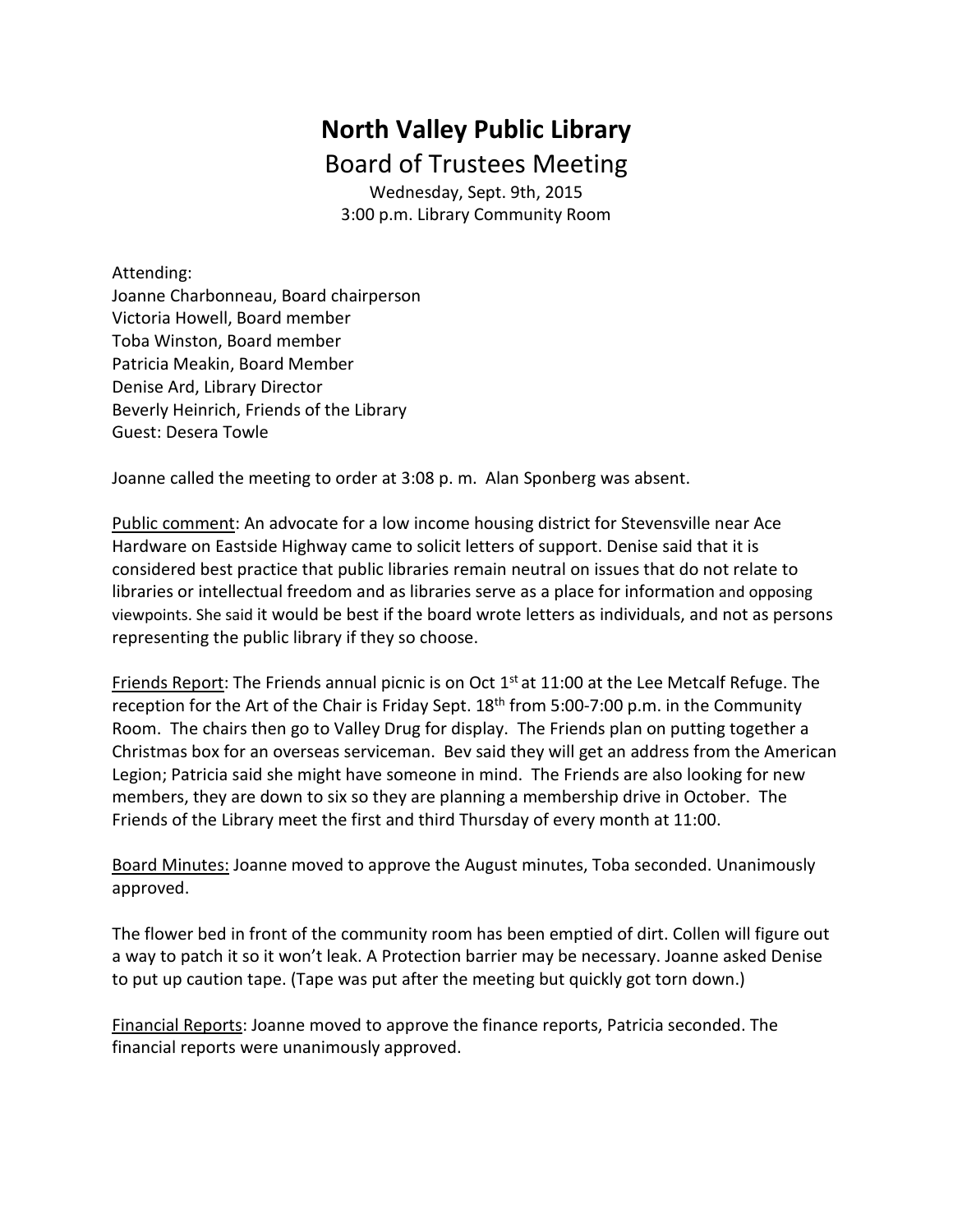# North Valley Public Library

## Board of Trustees Meeting

Wednesday, Sept. 9th, 2015
3:00 p.m. Library Community Room

Attending:
Joanne Charbonneau, Board chairperson
Victoria Howell, Board member
Toba Winston, Board member
Patricia Meakin, Board Member
Denise Ard, Library Director
Beverly Heinrich, Friends of the Library
Guest: Desera Towle

Joanne called the meeting to order at 3:08 p. m. Alan Sponberg was absent.

Public comment: An advocate for a low income housing district for Stevensville near Ace Hardware on Eastside Highway came to solicit letters of support. Denise said that it is considered best practice that public libraries remain neutral on issues that do not relate to libraries or intellectual freedom and as libraries serve as a place for information and opposing viewpoints. She said it would be best if the board wrote letters as individuals, and not as persons representing the public library if they so choose.

Friends Report: The Friends annual picnic is on Oct 1st at 11:00 at the Lee Metcalf Refuge. The reception for the Art of the Chair is Friday Sept. 18th from 5:00-7:00 p.m. in the Community Room. The chairs then go to Valley Drug for display. The Friends plan on putting together a Christmas box for an overseas serviceman. Bev said they will get an address from the American Legion; Patricia said she might have someone in mind. The Friends are also looking for new members, they are down to six so they are planning a membership drive in October. The Friends of the Library meet the first and third Thursday of every month at 11:00.

Board Minutes: Joanne moved to approve the August minutes, Toba seconded. Unanimously approved.

The flower bed in front of the community room has been emptied of dirt. Collen will figure out a way to patch it so it won't leak. A Protection barrier may be necessary. Joanne asked Denise to put up caution tape. (Tape was put after the meeting but quickly got torn down.)

Financial Reports: Joanne moved to approve the finance reports, Patricia seconded. The financial reports were unanimously approved.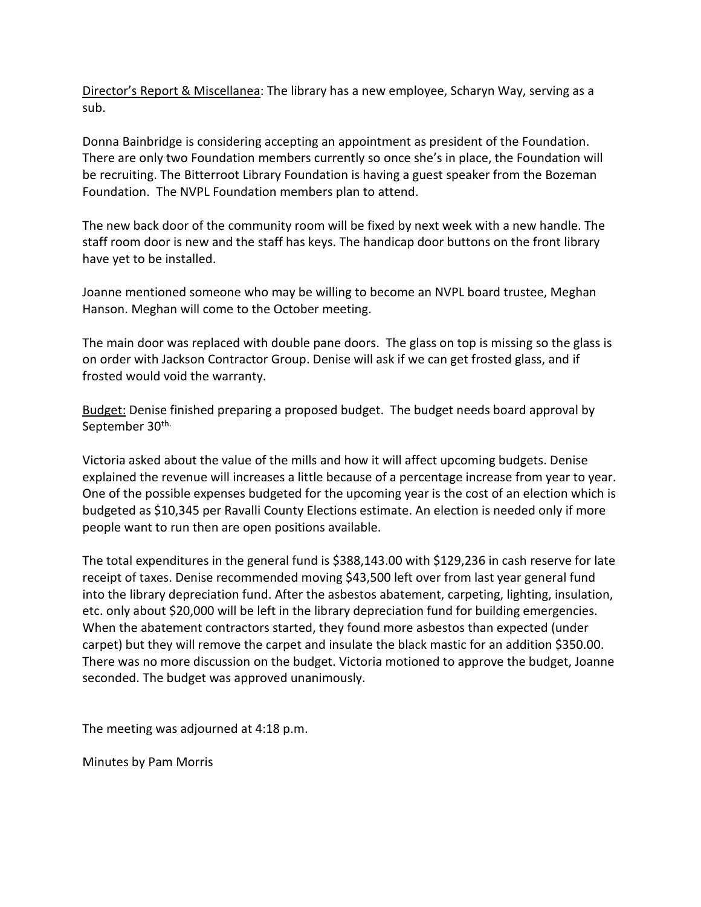Director's Report & Miscellanea: The library has a new employee, Scharyn Way, serving as a sub.

Donna Bainbridge is considering accepting an appointment as president of the Foundation. There are only two Foundation members currently so once she's in place, the Foundation will be recruiting. The Bitterroot Library Foundation is having a guest speaker from the Bozeman Foundation. The NVPL Foundation members plan to attend.

The new back door of the community room will be fixed by next week with a new handle. The staff room door is new and the staff has keys. The handicap door buttons on the front library have yet to be installed.

Joanne mentioned someone who may be willing to become an NVPL board trustee, Meghan Hanson. Meghan will come to the October meeting.

The main door was replaced with double pane doors. The glass on top is missing so the glass is on order with Jackson Contractor Group. Denise will ask if we can get frosted glass, and if frosted would void the warranty.

Budget: Denise finished preparing a proposed budget. The budget needs board approval by September 30th.

Victoria asked about the value of the mills and how it will affect upcoming budgets. Denise explained the revenue will increases a little because of a percentage increase from year to year. One of the possible expenses budgeted for the upcoming year is the cost of an election which is budgeted as $10,345 per Ravalli County Elections estimate. An election is needed only if more people want to run then are open positions available.

The total expenditures in the general fund is $388,143.00 with $129,236 in cash reserve for late receipt of taxes. Denise recommended moving $43,500 left over from last year general fund into the library depreciation fund. After the asbestos abatement, carpeting, lighting, insulation, etc. only about $20,000 will be left in the library depreciation fund for building emergencies. When the abatement contractors started, they found more asbestos than expected (under carpet) but they will remove the carpet and insulate the black mastic for an addition $350.00. There was no more discussion on the budget. Victoria motioned to approve the budget, Joanne seconded. The budget was approved unanimously.

The meeting was adjourned at 4:18 p.m.

Minutes by Pam Morris